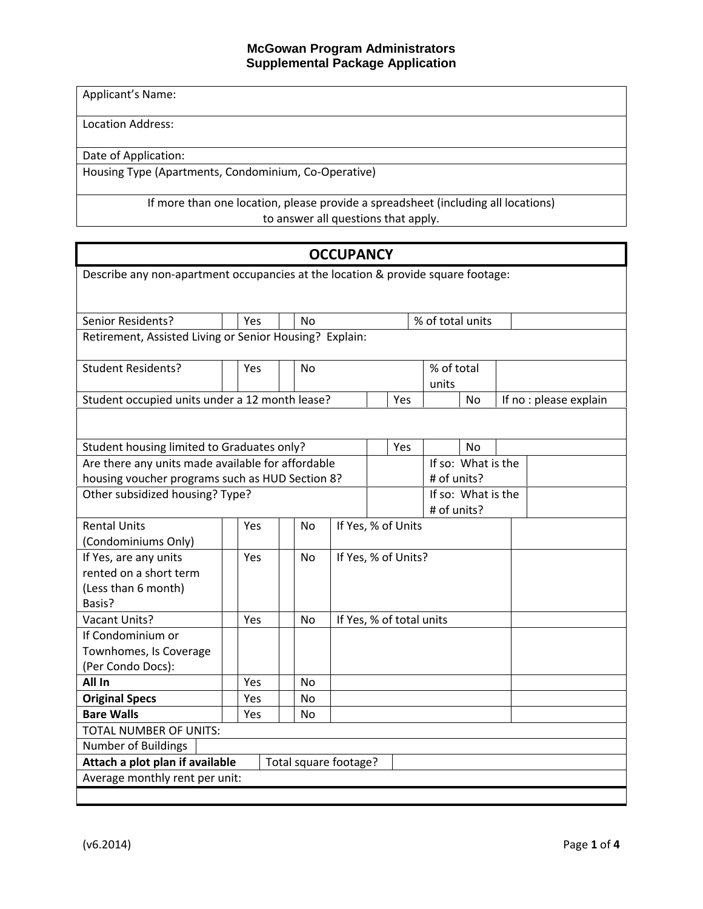# McGowan Program Administrators
## Supplemental Package Application

| Applicant's Name: |
|---|
| Location Address: |
| Date of Application: |
| Housing Type (Apartments, Condominium, Co-Operative) |
| If more than one location, please provide a spreadsheet (including all locations) to answer all questions that apply. |

## OCCUPANCY

| | | | | | | | |
|---|---|---|---|---|---|---|---|
| Describe any non-apartment occupancies at the location & provide square footage: | | | | | | | |
| Senior Residents? | | Yes | | No | | % of total units | |
| Retirement, Assisted Living or Senior Housing? Explain: | | | | | | | |
| Student Residents? | | Yes | | No | | % of total units | |
| Student occupied units under a 12 month lease? | | Yes | | No | | If no : please explain | |
| | | | | | | | |
| Student housing limited to Graduates only? | | Yes | | No | | | |
| Are there any units made available for affordable housing voucher programs such as HUD Section 8? | | | | If so: What is the # of units? | | | |
| Other subsidized housing? Type? | | | | If so: What is the # of units? | | | |
| Rental Units (Condominiums Only) | | Yes | | No | If Yes, % of Units | | |
| If Yes, are any units rented on a short term (Less than 6 month) Basis? | | Yes | | No | If Yes, % of Units? | | |
| Vacant Units? | | Yes | | No | If Yes, % of total units | | |
| If Condominium or Townhomes, Is Coverage (Per Condo Docs): | | | | | | | |
| **All In** | | Yes | | No | | | |
| **Original Specs** | | Yes | | No | | | |
| **Bare Walls** | | Yes | | No | | | |
| TOTAL NUMBER OF UNITS: | | | | | | | |
| Number of Buildings | | | | | | | |
| **Attach a plot plan if available** | | Total square footage? | | | | | |
| Average monthly rent per unit: | | | | | | | |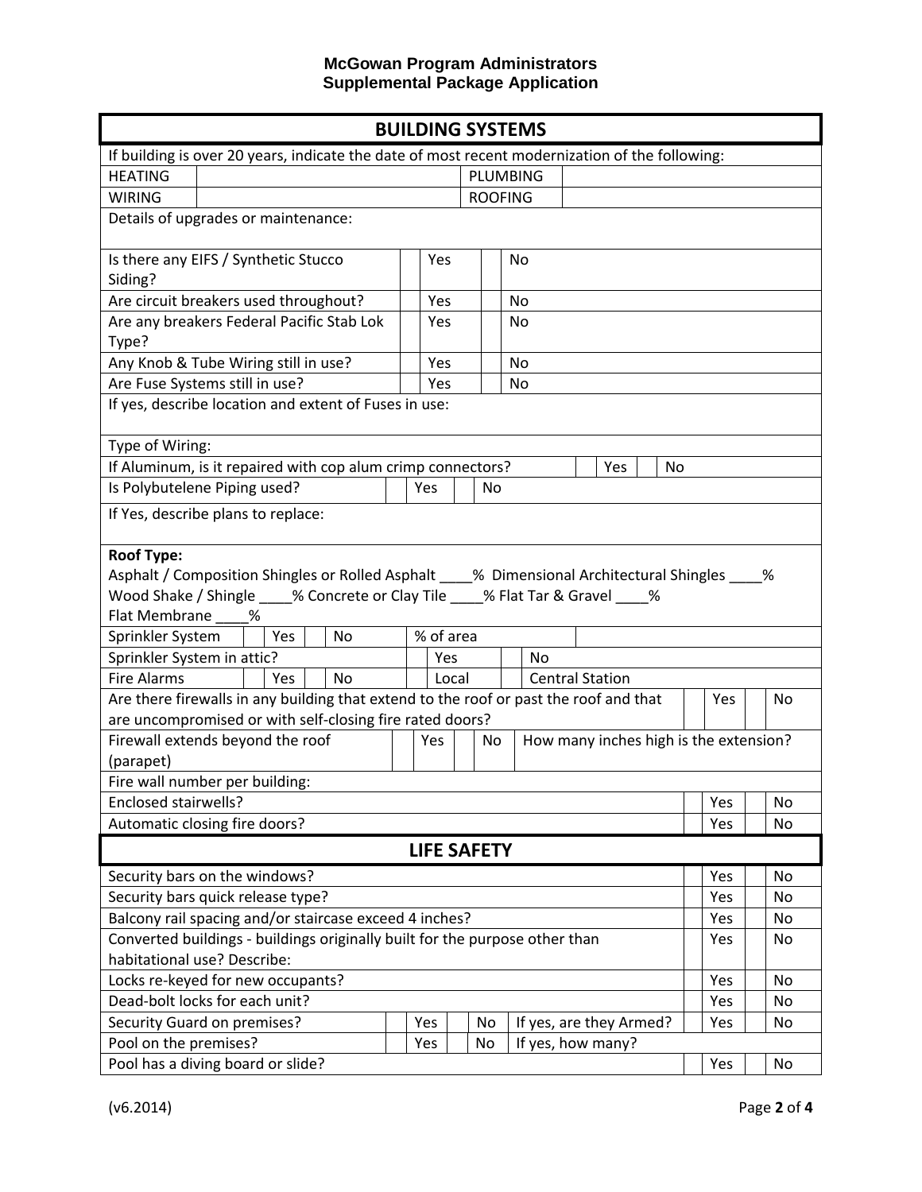# McGowan Program Administrators
## Supplemental Package Application

## BUILDING SYSTEMS

If building is over 20 years, indicate the date of most recent modernization of the following:

| | | | |
|---|---|---|---|
| HEATING | | PLUMBING | |
| WIRING | | ROOFING | |

Details of upgrades or maintenance:

| | | | | |
|---|---|---|---|---|
| Is there any EIFS / Synthetic Stucco Siding? | | Yes | | No |
| Are circuit breakers used throughout? | | Yes | | No |
| Are any breakers Federal Pacific Stab Lok Type? | | Yes | | No |
| Any Knob & Tube Wiring still in use? | | Yes | | No |
| Are Fuse Systems still in use? | | Yes | | No |

If yes, describe location and extent of Fuses in use:

Type of Wiring:

If Aluminum, is it repaired with cop alum crimp connectors? ☐ Yes ☐ No

Is Polybutelene Piping used? ☐ Yes ☐ No

If Yes, describe plans to replace:

**Roof Type:**
Asphalt / Composition Shingles or Rolled Asphalt ____% Dimensional Architectural Shingles ____%
Wood Shake / Shingle ____% Concrete or Clay Tile ____% Flat Tar & Gravel ____%
Flat Membrane ____%

Sprinkler System ☐ Yes ☐ No    % of area ____

Sprinkler System in attic? ☐ Yes ☐ No

Fire Alarms ☐ Yes ☐ No    ☐ Local ☐ Central Station

| | | | | |
|---|---|---|---|---|
| Are there firewalls in any building that extend to the roof or past the roof and that are uncompromised or with self-closing fire rated doors? | | Yes | | No |

Firewall extends beyond the roof (parapet) ☐ Yes ☐ No    How many inches high is the extension?

Fire wall number per building:

| | | | | |
|---|---|---|---|---|
| Enclosed stairwells? | | Yes | | No |
| Automatic closing fire doors? | | Yes | | No |

## LIFE SAFETY

| | | | | |
|---|---|---|---|---|
| Security bars on the windows? | | Yes | | No |
| Security bars quick release type? | | Yes | | No |
| Balcony rail spacing and/or staircase exceed 4 inches? | | Yes | | No |
| Converted buildings - buildings originally built for the purpose other than habitational use? Describe: | | Yes | | No |
| Locks re-keyed for new occupants? | | Yes | | No |
| Dead-bolt locks for each unit? | | Yes | | No |

Security Guard on premises? ☐ Yes ☐ No    If yes, are they Armed? ☐ Yes ☐ No

Pool on the premises? ☐ Yes ☐ No    If yes, how many?

| | | | | |
|---|---|---|---|---|
| Pool has a diving board or slide? | | Yes | | No |

(v6.2014)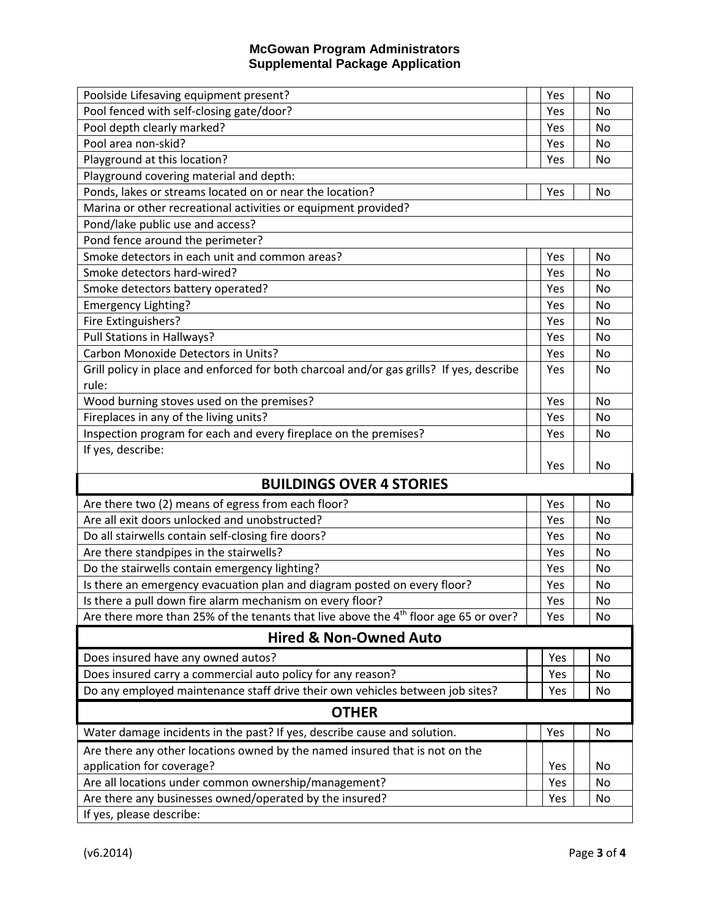# McGowan Program Administrators
## Supplemental Package Application

| Question | | Yes | | No |
|---|---|---|---|---|
| Poolside Lifesaving equipment present? | | Yes | | No |
| Pool fenced with self-closing gate/door? | | Yes | | No |
| Pool depth clearly marked? | | Yes | | No |
| Pool area non-skid? | | Yes | | No |
| Playground at this location? | | Yes | | No |
| Playground covering material and depth: | | | | |
| Ponds, lakes or streams located on or near the location? | | Yes | | No |
| Marina or other recreational activities or equipment provided? | | | | |
| Pond/lake public use and access? | | | | |
| Pond fence around the perimeter? | | | | |
| Smoke detectors in each unit and common areas? | | Yes | | No |
| Smoke detectors hard-wired? | | Yes | | No |
| Smoke detectors battery operated? | | Yes | | No |
| Emergency Lighting? | | Yes | | No |
| Fire Extinguishers? | | Yes | | No |
| Pull Stations in Hallways? | | Yes | | No |
| Carbon Monoxide Detectors in Units? | | Yes | | No |
| Grill policy in place and enforced for both charcoal and/or gas grills? If yes, describe rule: | | Yes | | No |
| Wood burning stoves used on the premises? | | Yes | | No |
| Fireplaces in any of the living units? | | Yes | | No |
| Inspection program for each and every fireplace on the premises? | | Yes | | No |
| If yes, describe: | | Yes | | No |

## BUILDINGS OVER 4 STORIES

| Question | | Yes | | No |
|---|---|---|---|---|
| Are there two (2) means of egress from each floor? | | Yes | | No |
| Are all exit doors unlocked and unobstructed? | | Yes | | No |
| Do all stairwells contain self-closing fire doors? | | Yes | | No |
| Are there standpipes in the stairwells? | | Yes | | No |
| Do the stairwells contain emergency lighting? | | Yes | | No |
| Is there an emergency evacuation plan and diagram posted on every floor? | | Yes | | No |
| Is there a pull down fire alarm mechanism on every floor? | | Yes | | No |
| Are there more than 25% of the tenants that live above the 4th floor age 65 or over? | | Yes | | No |

## Hired & Non-Owned Auto

| Question | | Yes | | No |
|---|---|---|---|---|
| Does insured have any owned autos? | | Yes | | No |
| Does insured carry a commercial auto policy for any reason? | | Yes | | No |
| Do any employed maintenance staff drive their own vehicles between job sites? | | Yes | | No |

## OTHER

| Question | | Yes | | No |
|---|---|---|---|---|
| Water damage incidents in the past? If yes, describe cause and solution. | | Yes | | No |
| Are there any other locations owned by the named insured that is not on the application for coverage? | | Yes | | No |
| Are all locations under common ownership/management? | | Yes | | No |
| Are there any businesses owned/operated by the insured? | | Yes | | No |
| If yes, please describe: | | | | |

(v6.2014)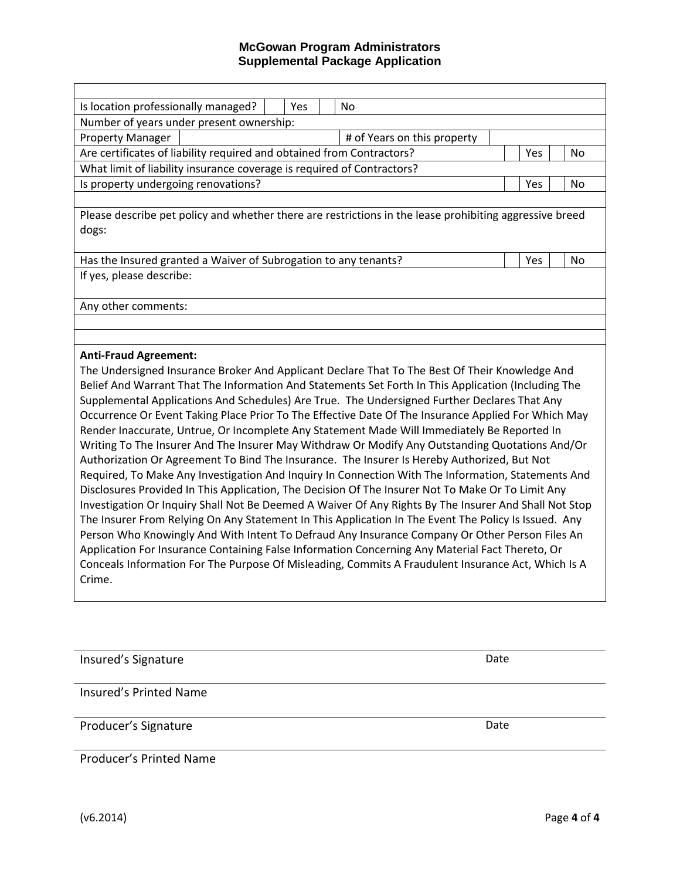# McGowan Program Administrators
## Supplemental Package Application

| | | | | | | | | |
|---|---|---|---|---|---|---|---|---|
| Is location professionally managed? | | Yes | | No | | | | |
| Number of years under present ownership: | | | | | | | | |
| Property Manager | | | | # of Years on this property | | | | |
| Are certificates of liability required and obtained from Contractors? | | | | | | Yes | | No |
| What limit of liability insurance coverage is required of Contractors? | | | | | | | | |
| Is property undergoing renovations? | | | | | | Yes | | No |
| | | | | | | | | |
| Please describe pet policy and whether there are restrictions in the lease prohibiting aggressive breed dogs: | | | | | | | | |
| Has the Insured granted a Waiver of Subrogation to any tenants? | | | | | | Yes | | No |
| If yes, please describe: | | | | | | | | |
| Any other comments: | | | | | | | | |
| | | | | | | | | |
| | | | | | | | | |

**Anti-Fraud Agreement:**
The Undersigned Insurance Broker And Applicant Declare That To The Best Of Their Knowledge And Belief And Warrant That The Information And Statements Set Forth In This Application (Including The Supplemental Applications And Schedules) Are True. The Undersigned Further Declares That Any Occurrence Or Event Taking Place Prior To The Effective Date Of The Insurance Applied For Which May Render Inaccurate, Untrue, Or Incomplete Any Statement Made Will Immediately Be Reported In Writing To The Insurer And The Insurer May Withdraw Or Modify Any Outstanding Quotations And/Or Authorization Or Agreement To Bind The Insurance. The Insurer Is Hereby Authorized, But Not Required, To Make Any Investigation And Inquiry In Connection With The Information, Statements And Disclosures Provided In This Application, The Decision Of The Insurer Not To Make Or To Limit Any Investigation Or Inquiry Shall Not Be Deemed A Waiver Of Any Rights By The Insurer And Shall Not Stop The Insurer From Relying On Any Statement In This Application In The Event The Policy Is Issued. Any Person Who Knowingly And With Intent To Defraud Any Insurance Company Or Other Person Files An Application For Insurance Containing False Information Concerning Any Material Fact Thereto, Or Conceals Information For The Purpose Of Misleading, Commits A Fraudulent Insurance Act, Which Is A Crime.

Insured's Signature Date

Insured's Printed Name

Producer's Signature Date

Producer's Printed Name

(v6.2014)